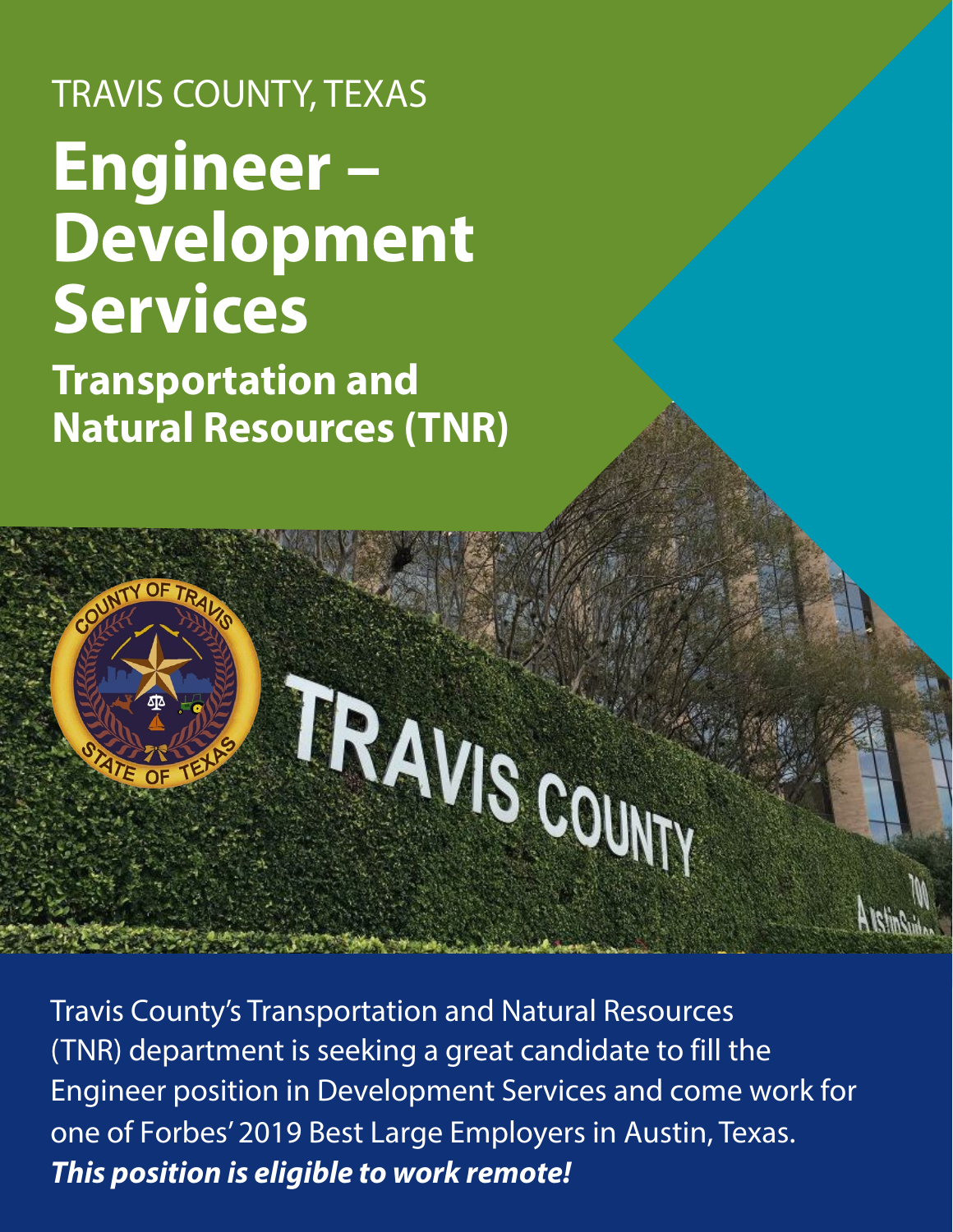TRAVIS COUNTY, TEXAS

# Engineer – Development Services

## Transportation and Natural Resources (TNR)

Travis County's Transportation and Natural Resources (TNR) department is seeking a great candidate to fill the Engineer position in Development Services and come work for one of Forbes' 2019 Best Large Employers in Austin, Texas. ***This position is eligible to work remote!***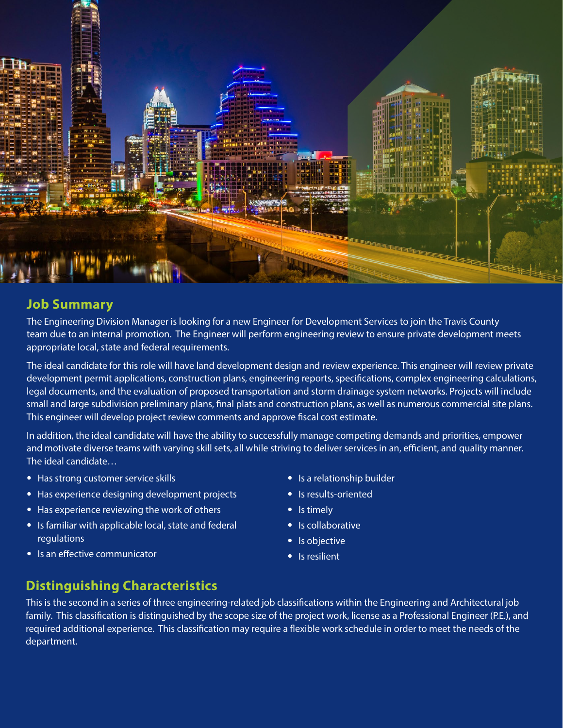## Job Summary

The Engineering Division Manager is looking for a new Engineer for Development Services to join the Travis County team due to an internal promotion. The Engineer will perform engineering review to ensure private development meets appropriate local, state and federal requirements.

The ideal candidate for this role will have land development design and review experience. This engineer will review private development permit applications, construction plans, engineering reports, specifications, complex engineering calculations, legal documents, and the evaluation of proposed transportation and storm drainage system networks. Projects will include small and large subdivision preliminary plans, final plats and construction plans, as well as numerous commercial site plans. This engineer will develop project review comments and approve fiscal cost estimate.

In addition, the ideal candidate will have the ability to successfully manage competing demands and priorities, empower and motivate diverse teams with varying skill sets, all while striving to deliver services in an, efficient, and quality manner. The ideal candidate…

- Has strong customer service skills
- Has experience designing development projects
- Has experience reviewing the work of others
- Is familiar with applicable local, state and federal regulations
- Is an effective communicator
- Is a relationship builder
- Is results-oriented
- Is timely
- Is collaborative
- Is objective
- Is resilient

## Distinguishing Characteristics

This is the second in a series of three engineering-related job classifications within the Engineering and Architectural job family. This classification is distinguished by the scope size of the project work, license as a Professional Engineer (P.E.), and required additional experience. This classification may require a flexible work schedule in order to meet the needs of the department.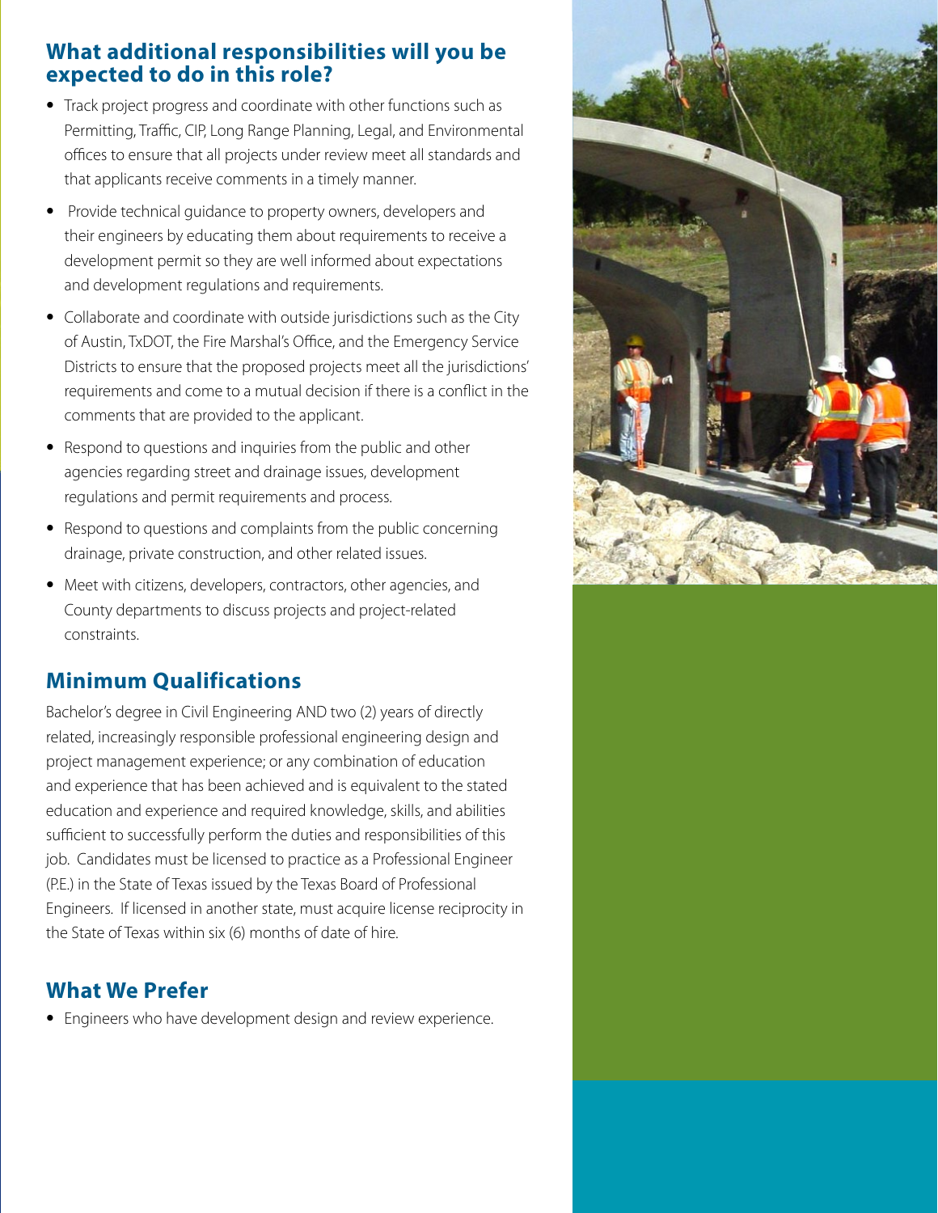## What additional responsibilities will you be expected to do in this role?

- Track project progress and coordinate with other functions such as Permitting, Traffic, CIP, Long Range Planning, Legal, and Environmental offices to ensure that all projects under review meet all standards and that applicants receive comments in a timely manner.
- Provide technical guidance to property owners, developers and their engineers by educating them about requirements to receive a development permit so they are well informed about expectations and development regulations and requirements.
- Collaborate and coordinate with outside jurisdictions such as the City of Austin, TxDOT, the Fire Marshal's Office, and the Emergency Service Districts to ensure that the proposed projects meet all the jurisdictions' requirements and come to a mutual decision if there is a conflict in the comments that are provided to the applicant.
- Respond to questions and inquiries from the public and other agencies regarding street and drainage issues, development regulations and permit requirements and process.
- Respond to questions and complaints from the public concerning drainage, private construction, and other related issues.
- Meet with citizens, developers, contractors, other agencies, and County departments to discuss projects and project-related constraints.

## Minimum Qualifications

Bachelor's degree in Civil Engineering AND two (2) years of directly related, increasingly responsible professional engineering design and project management experience; or any combination of education and experience that has been achieved and is equivalent to the stated education and experience and required knowledge, skills, and abilities sufficient to successfully perform the duties and responsibilities of this job. Candidates must be licensed to practice as a Professional Engineer (P.E.) in the State of Texas issued by the Texas Board of Professional Engineers. If licensed in another state, must acquire license reciprocity in the State of Texas within six (6) months of date of hire.

## What We Prefer

- Engineers who have development design and review experience.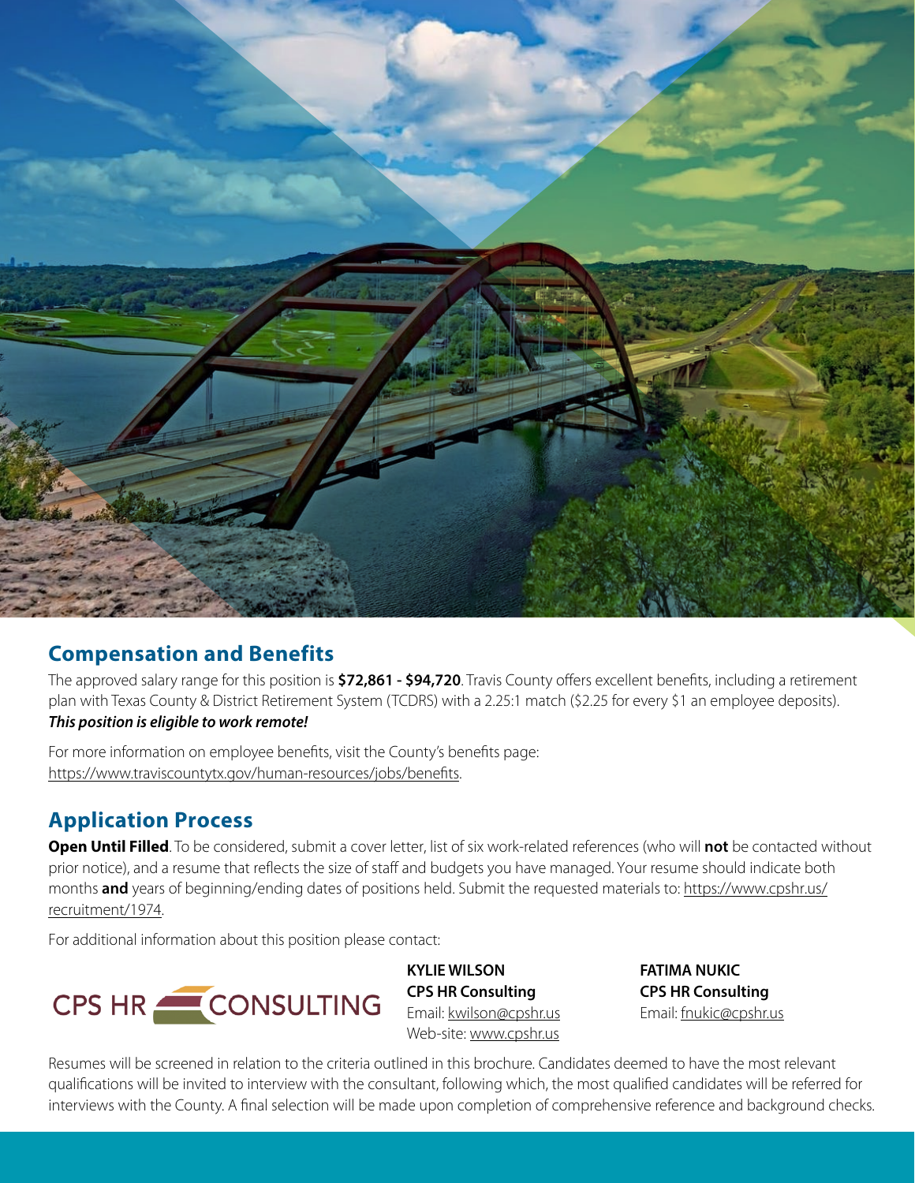## Compensation and Benefits

The approved salary range for this position is **$72,861 - $94,720**. Travis County offers excellent benefits, including a retirement plan with Texas County & District Retirement System (TCDRS) with a 2.25:1 match ($2.25 for every $1 an employee deposits).
***This position is eligible to work remote!***

For more information on employee benefits, visit the County's benefits page:
https://www.traviscountytx.gov/human-resources/jobs/benefits.

## Application Process

**Open Until Filled**. To be considered, submit a cover letter, list of six work-related references (who will **not** be contacted without prior notice), and a resume that reflects the size of staff and budgets you have managed. Your resume should indicate both months **and** years of beginning/ending dates of positions held. Submit the requested materials to: https://www.cpshr.us/recruitment/1974.

For additional information about this position please contact:

CPS HR CONSULTING

**KYLIE WILSON**
**CPS HR Consulting**
Email: kwilson@cpshr.us
Web-site: www.cpshr.us

**FATIMA NUKIC**
**CPS HR Consulting**
Email: fnukic@cpshr.us

Resumes will be screened in relation to the criteria outlined in this brochure. Candidates deemed to have the most relevant qualifications will be invited to interview with the consultant, following which, the most qualified candidates will be referred for interviews with the County. A final selection will be made upon completion of comprehensive reference and background checks.